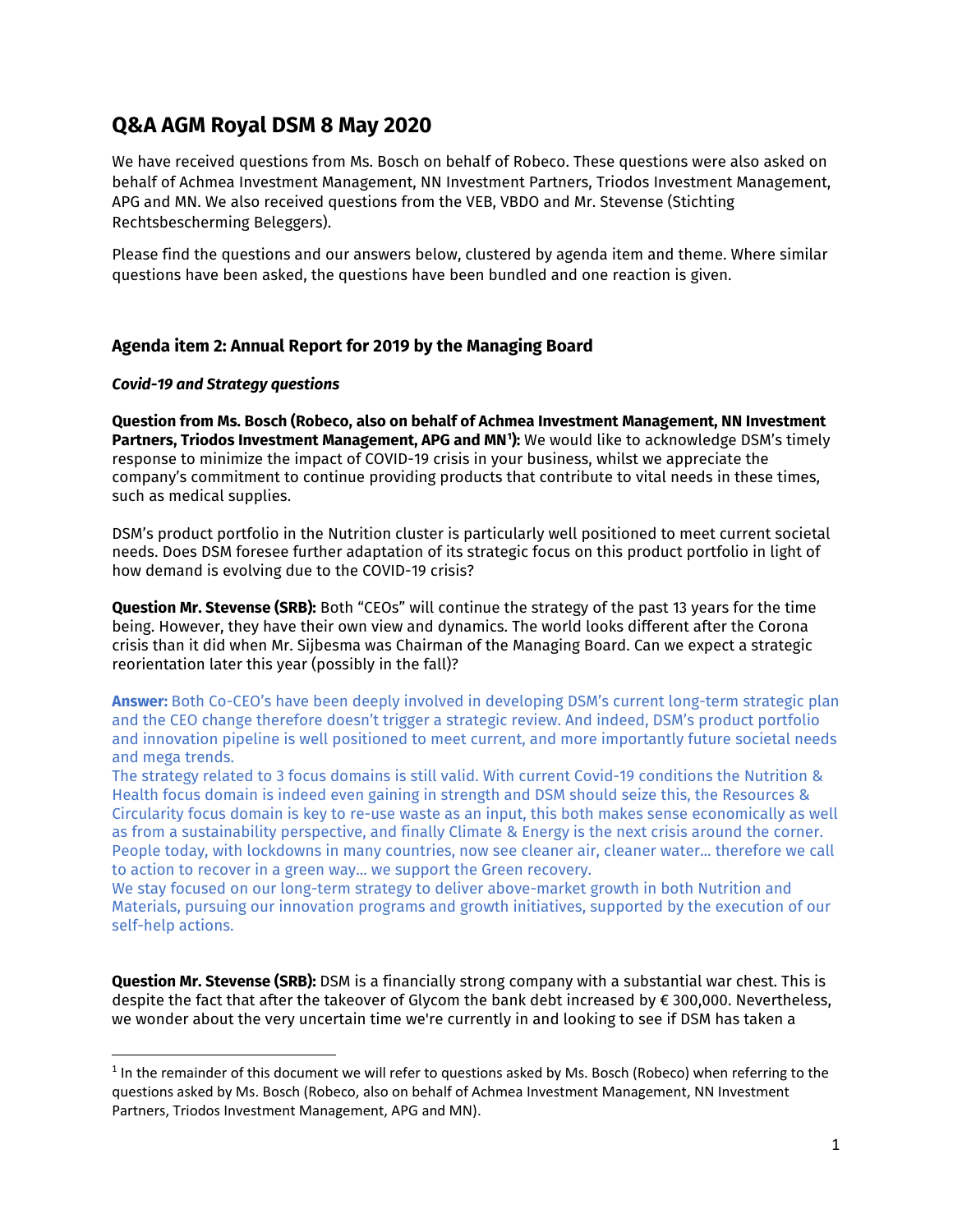# Q&A AGM Royal DSM 8 May 2020

We have received questions from Ms. Bosch on behalf of Robeco. These questions were also asked on behalf of Achmea Investment Management, NN Investment Partners, Triodos Investment Management, APG and MN. We also received questions from the VEB, VBDO and Mr. Stevense (Stichting Rechtsbescherming Beleggers).

Please find the questions and our answers below, clustered by agenda item and theme. Where similar questions have been asked, the questions have been bundled and one reaction is given.

## Agenda item 2: Annual Report for 2019 by the Managing Board

### *Covid-19 and Strategy questions*

**Question from Ms. Bosch (Robeco, also on behalf of Achmea Investment Management, NN Investment Partners, Triodos Investment Management, APG and MN[1]):** We would like to acknowledge DSM's timely response to minimize the impact of COVID-19 crisis in your business, whilst we appreciate the company's commitment to continue providing products that contribute to vital needs in these times, such as medical supplies.

DSM's product portfolio in the Nutrition cluster is particularly well positioned to meet current societal needs. Does DSM foresee further adaptation of its strategic focus on this product portfolio in light of how demand is evolving due to the COVID-19 crisis?

**Question Mr. Stevense (SRB):** Both "CEOs" will continue the strategy of the past 13 years for the time being. However, they have their own view and dynamics. The world looks different after the Corona crisis than it did when Mr. Sijbesma was Chairman of the Managing Board. Can we expect a strategic reorientation later this year (possibly in the fall)?

**Answer:** Both Co-CEO's have been deeply involved in developing DSM's current long-term strategic plan and the CEO change therefore doesn't trigger a strategic review. And indeed, DSM's product portfolio and innovation pipeline is well positioned to meet current, and more importantly future societal needs and mega trends.
The strategy related to 3 focus domains is still valid. With current Covid-19 conditions the Nutrition & Health focus domain is indeed even gaining in strength and DSM should seize this, the Resources & Circularity focus domain is key to re-use waste as an input, this both makes sense economically as well as from a sustainability perspective, and finally Climate & Energy is the next crisis around the corner. People today, with lockdowns in many countries, now see cleaner air, cleaner water… therefore we call to action to recover in a green way… we support the Green recovery.
We stay focused on our long-term strategy to deliver above-market growth in both Nutrition and Materials, pursuing our innovation programs and growth initiatives, supported by the execution of our self-help actions.

**Question Mr. Stevense (SRB):** DSM is a financially strong company with a substantial war chest. This is despite the fact that after the takeover of Glycom the bank debt increased by € 300,000. Nevertheless, we wonder about the very uncertain time we're currently in and looking to see if DSM has taken a

---

[1] In the remainder of this document we will refer to questions asked by Ms. Bosch (Robeco) when referring to the questions asked by Ms. Bosch (Robeco, also on behalf of Achmea Investment Management, NN Investment Partners, Triodos Investment Management, APG and MN).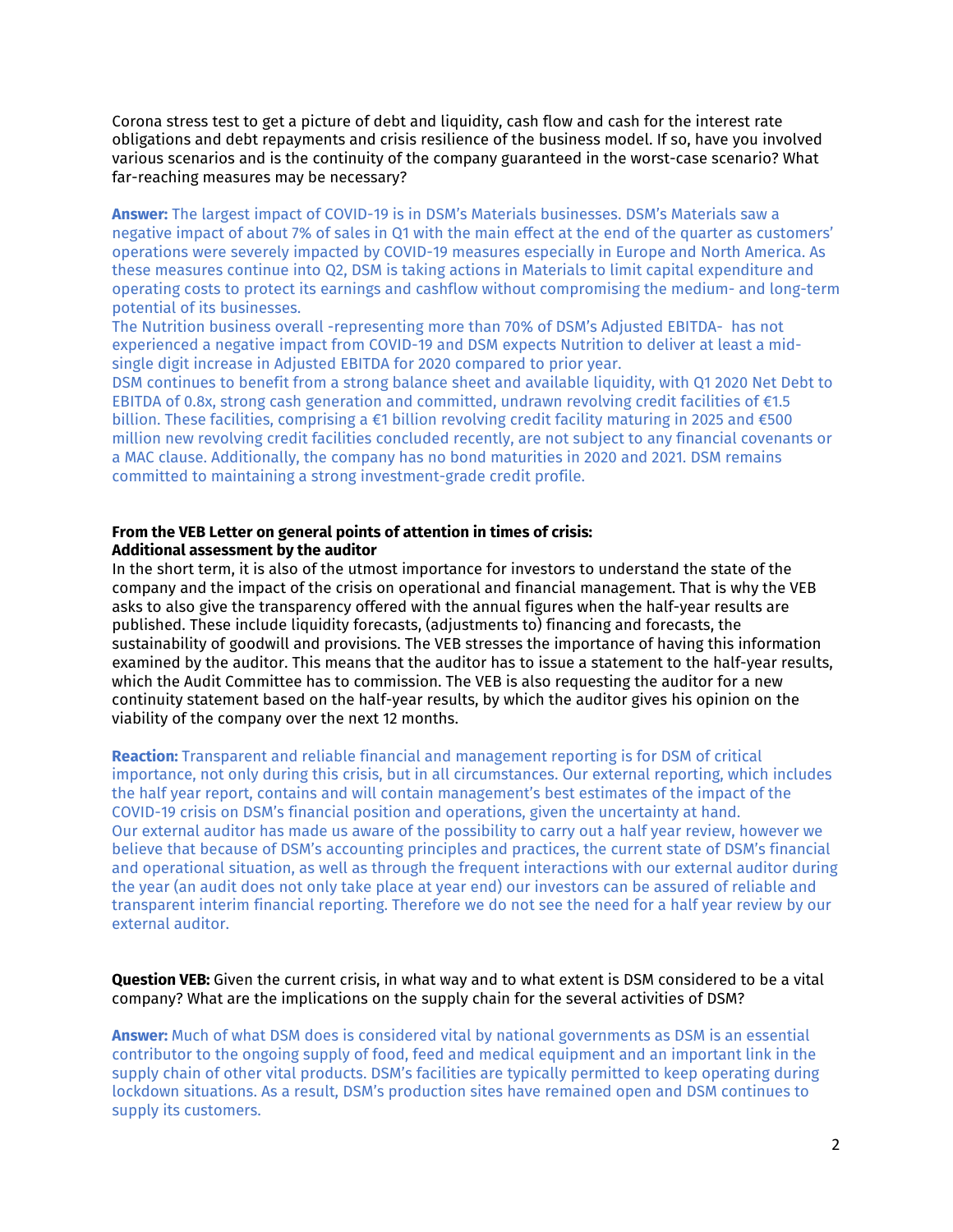Corona stress test to get a picture of debt and liquidity, cash flow and cash for the interest rate obligations and debt repayments and crisis resilience of the business model. If so, have you involved various scenarios and is the continuity of the company guaranteed in the worst-case scenario? What far-reaching measures may be necessary?

**Answer:** The largest impact of COVID-19 is in DSM's Materials businesses. DSM's Materials saw a negative impact of about 7% of sales in Q1 with the main effect at the end of the quarter as customers' operations were severely impacted by COVID-19 measures especially in Europe and North America. As these measures continue into Q2, DSM is taking actions in Materials to limit capital expenditure and operating costs to protect its earnings and cashflow without compromising the medium- and long-term potential of its businesses.
The Nutrition business overall -representing more than 70% of DSM's Adjusted EBITDA- has not experienced a negative impact from COVID-19 and DSM expects Nutrition to deliver at least a mid-single digit increase in Adjusted EBITDA for 2020 compared to prior year.
DSM continues to benefit from a strong balance sheet and available liquidity, with Q1 2020 Net Debt to EBITDA of 0.8x, strong cash generation and committed, undrawn revolving credit facilities of €1.5 billion. These facilities, comprising a €1 billion revolving credit facility maturing in 2025 and €500 million new revolving credit facilities concluded recently, are not subject to any financial covenants or a MAC clause. Additionally, the company has no bond maturities in 2020 and 2021. DSM remains committed to maintaining a strong investment-grade credit profile.

**From the VEB Letter on general points of attention in times of crisis:**
**Additional assessment by the auditor**
In the short term, it is also of the utmost importance for investors to understand the state of the company and the impact of the crisis on operational and financial management. That is why the VEB asks to also give the transparency offered with the annual figures when the half-year results are published. These include liquidity forecasts, (adjustments to) financing and forecasts, the sustainability of goodwill and provisions. The VEB stresses the importance of having this information examined by the auditor. This means that the auditor has to issue a statement to the half-year results, which the Audit Committee has to commission. The VEB is also requesting the auditor for a new continuity statement based on the half-year results, by which the auditor gives his opinion on the viability of the company over the next 12 months.

**Reaction:** Transparent and reliable financial and management reporting is for DSM of critical importance, not only during this crisis, but in all circumstances. Our external reporting, which includes the half year report, contains and will contain management's best estimates of the impact of the COVID-19 crisis on DSM's financial position and operations, given the uncertainty at hand.
Our external auditor has made us aware of the possibility to carry out a half year review, however we believe that because of DSM's accounting principles and practices, the current state of DSM's financial and operational situation, as well as through the frequent interactions with our external auditor during the year (an audit does not only take place at year end) our investors can be assured of reliable and transparent interim financial reporting. Therefore we do not see the need for a half year review by our external auditor.

**Question VEB:** Given the current crisis, in what way and to what extent is DSM considered to be a vital company? What are the implications on the supply chain for the several activities of DSM?

**Answer:** Much of what DSM does is considered vital by national governments as DSM is an essential contributor to the ongoing supply of food, feed and medical equipment and an important link in the supply chain of other vital products. DSM's facilities are typically permitted to keep operating during lockdown situations. As a result, DSM's production sites have remained open and DSM continues to supply its customers.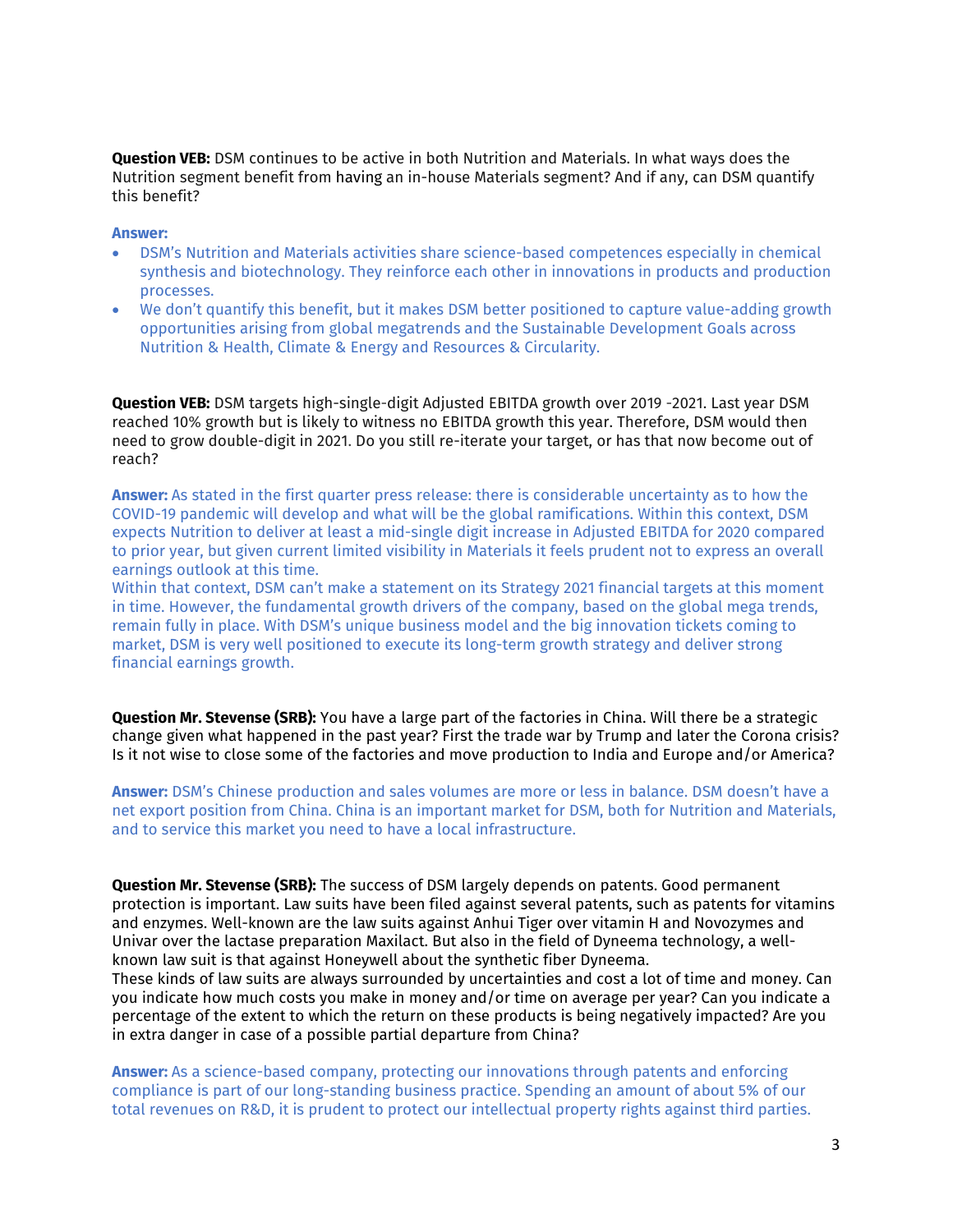**Question VEB:** DSM continues to be active in both Nutrition and Materials. In what ways does the Nutrition segment benefit from having an in-house Materials segment? And if any, can DSM quantify this benefit?

**Answer:**

- DSM's Nutrition and Materials activities share science-based competences especially in chemical synthesis and biotechnology. They reinforce each other in innovations in products and production processes.
- We don't quantify this benefit, but it makes DSM better positioned to capture value-adding growth opportunities arising from global megatrends and the Sustainable Development Goals across Nutrition & Health, Climate & Energy and Resources & Circularity.

**Question VEB:** DSM targets high-single-digit Adjusted EBITDA growth over 2019 -2021. Last year DSM reached 10% growth but is likely to witness no EBITDA growth this year. Therefore, DSM would then need to grow double-digit in 2021. Do you still re-iterate your target, or has that now become out of reach?

**Answer:** As stated in the first quarter press release: there is considerable uncertainty as to how the COVID-19 pandemic will develop and what will be the global ramifications. Within this context, DSM expects Nutrition to deliver at least a mid-single digit increase in Adjusted EBITDA for 2020 compared to prior year, but given current limited visibility in Materials it feels prudent not to express an overall earnings outlook at this time.
Within that context, DSM can't make a statement on its Strategy 2021 financial targets at this moment in time. However, the fundamental growth drivers of the company, based on the global mega trends, remain fully in place. With DSM's unique business model and the big innovation tickets coming to market, DSM is very well positioned to execute its long-term growth strategy and deliver strong financial earnings growth.

**Question Mr. Stevense (SRB):** You have a large part of the factories in China. Will there be a strategic change given what happened in the past year? First the trade war by Trump and later the Corona crisis? Is it not wise to close some of the factories and move production to India and Europe and/or America?

**Answer:** DSM's Chinese production and sales volumes are more or less in balance. DSM doesn't have a net export position from China. China is an important market for DSM, both for Nutrition and Materials, and to service this market you need to have a local infrastructure.

**Question Mr. Stevense (SRB):** The success of DSM largely depends on patents. Good permanent protection is important. Law suits have been filed against several patents, such as patents for vitamins and enzymes. Well-known are the law suits against Anhui Tiger over vitamin H and Novozymes and Univar over the lactase preparation Maxilact. But also in the field of Dyneema technology, a well-known law suit is that against Honeywell about the synthetic fiber Dyneema.
These kinds of law suits are always surrounded by uncertainties and cost a lot of time and money. Can you indicate how much costs you make in money and/or time on average per year? Can you indicate a percentage of the extent to which the return on these products is being negatively impacted? Are you in extra danger in case of a possible partial departure from China?

**Answer:** As a science-based company, protecting our innovations through patents and enforcing compliance is part of our long-standing business practice. Spending an amount of about 5% of our total revenues on R&D, it is prudent to protect our intellectual property rights against third parties.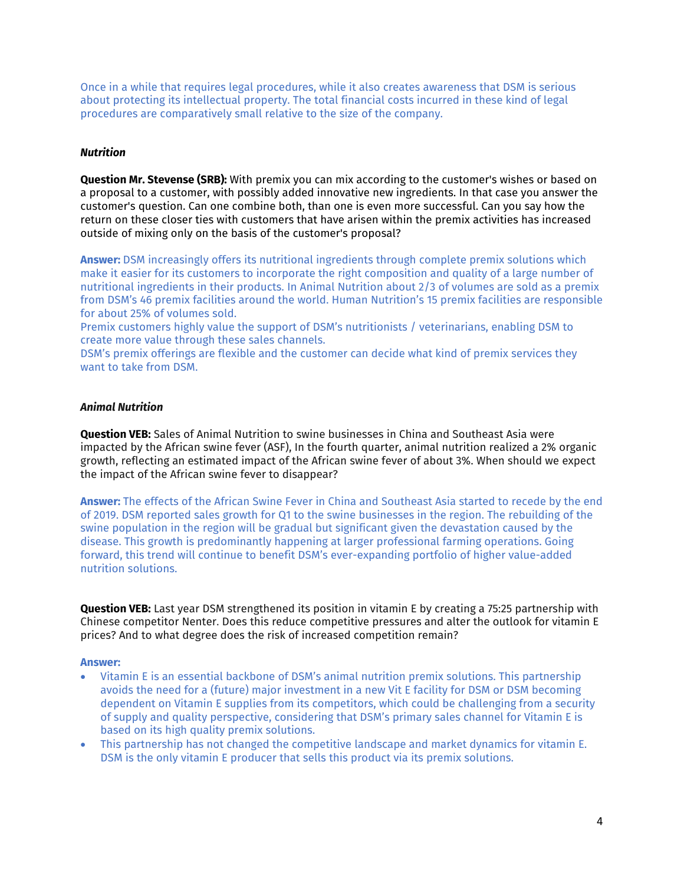Once in a while that requires legal procedures, while it also creates awareness that DSM is serious about protecting its intellectual property. The total financial costs incurred in these kind of legal procedures are comparatively small relative to the size of the company.

***Nutrition***

**Question Mr. Stevense (SRB):** With premix you can mix according to the customer's wishes or based on a proposal to a customer, with possibly added innovative new ingredients. In that case you answer the customer's question. Can one combine both, than one is even more successful. Can you say how the return on these closer ties with customers that have arisen within the premix activities has increased outside of mixing only on the basis of the customer's proposal?

**Answer:** DSM increasingly offers its nutritional ingredients through complete premix solutions which make it easier for its customers to incorporate the right composition and quality of a large number of nutritional ingredients in their products. In Animal Nutrition about 2/3 of volumes are sold as a premix from DSM's 46 premix facilities around the world. Human Nutrition's 15 premix facilities are responsible for about 25% of volumes sold.
Premix customers highly value the support of DSM's nutritionists / veterinarians, enabling DSM to create more value through these sales channels.
DSM's premix offerings are flexible and the customer can decide what kind of premix services they want to take from DSM.

***Animal Nutrition***

**Question VEB:** Sales of Animal Nutrition to swine businesses in China and Southeast Asia were impacted by the African swine fever (ASF), In the fourth quarter, animal nutrition realized a 2% organic growth, reflecting an estimated impact of the African swine fever of about 3%. When should we expect the impact of the African swine fever to disappear?

**Answer:** The effects of the African Swine Fever in China and Southeast Asia started to recede by the end of 2019. DSM reported sales growth for Q1 to the swine businesses in the region. The rebuilding of the swine population in the region will be gradual but significant given the devastation caused by the disease. This growth is predominantly happening at larger professional farming operations. Going forward, this trend will continue to benefit DSM's ever-expanding portfolio of higher value-added nutrition solutions.

**Question VEB:** Last year DSM strengthened its position in vitamin E by creating a 75:25 partnership with Chinese competitor Nenter. Does this reduce competitive pressures and alter the outlook for vitamin E prices? And to what degree does the risk of increased competition remain?

**Answer:**

- Vitamin E is an essential backbone of DSM's animal nutrition premix solutions. This partnership avoids the need for a (future) major investment in a new Vit E facility for DSM or DSM becoming dependent on Vitamin E supplies from its competitors, which could be challenging from a security of supply and quality perspective, considering that DSM's primary sales channel for Vitamin E is based on its high quality premix solutions.
- This partnership has not changed the competitive landscape and market dynamics for vitamin E. DSM is the only vitamin E producer that sells this product via its premix solutions.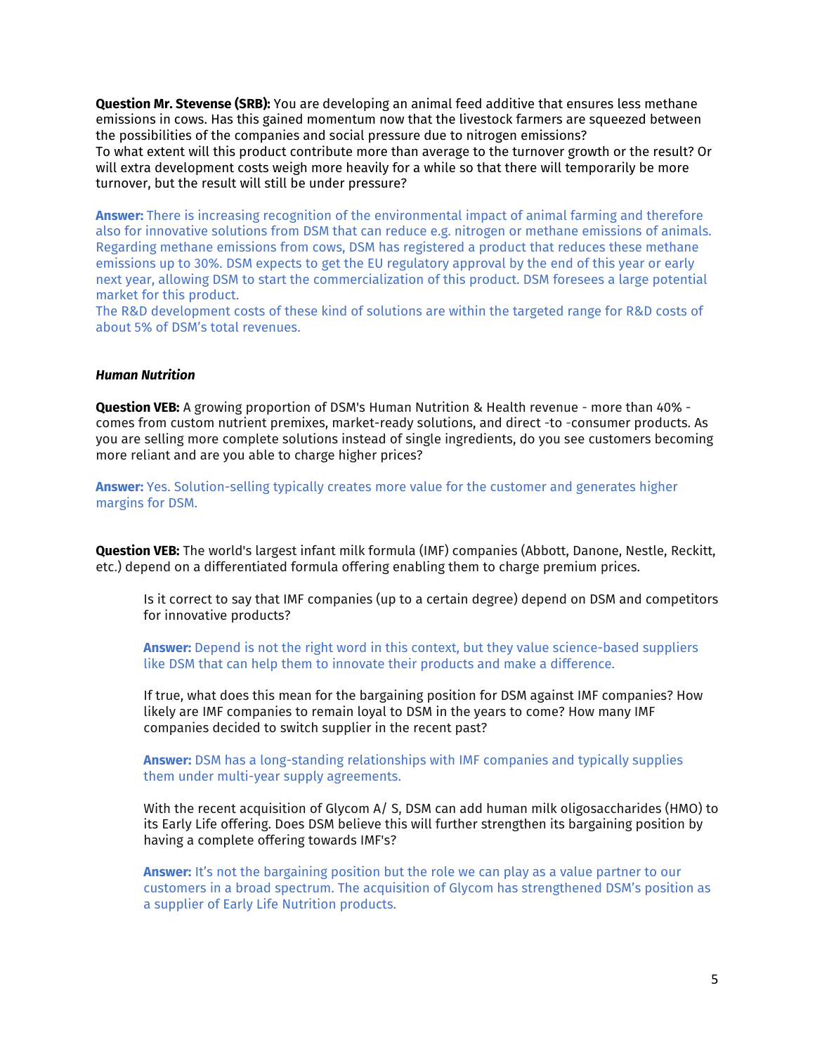**Question Mr. Stevense (SRB):** You are developing an animal feed additive that ensures less methane emissions in cows. Has this gained momentum now that the livestock farmers are squeezed between the possibilities of the companies and social pressure due to nitrogen emissions?
To what extent will this product contribute more than average to the turnover growth or the result? Or will extra development costs weigh more heavily for a while so that there will temporarily be more turnover, but the result will still be under pressure?

**Answer:** There is increasing recognition of the environmental impact of animal farming and therefore also for innovative solutions from DSM that can reduce e.g. nitrogen or methane emissions of animals. Regarding methane emissions from cows, DSM has registered a product that reduces these methane emissions up to 30%. DSM expects to get the EU regulatory approval by the end of this year or early next year, allowing DSM to start the commercialization of this product. DSM foresees a large potential market for this product.
The R&D development costs of these kind of solutions are within the targeted range for R&D costs of about 5% of DSM's total revenues.

***Human Nutrition***

**Question VEB:** A growing proportion of DSM's Human Nutrition & Health revenue - more than 40% - comes from custom nutrient premixes, market-ready solutions, and direct -to -consumer products. As you are selling more complete solutions instead of single ingredients, do you see customers becoming more reliant and are you able to charge higher prices?

**Answer:** Yes. Solution-selling typically creates more value for the customer and generates higher margins for DSM.

**Question VEB:** The world's largest infant milk formula (IMF) companies (Abbott, Danone, Nestle, Reckitt, etc.) depend on a differentiated formula offering enabling them to charge premium prices.

> Is it correct to say that IMF companies (up to a certain degree) depend on DSM and competitors for innovative products?
>
> **Answer:** Depend is not the right word in this context, but they value science-based suppliers like DSM that can help them to innovate their products and make a difference.
>
> If true, what does this mean for the bargaining position for DSM against IMF companies? How likely are IMF companies to remain loyal to DSM in the years to come? How many IMF companies decided to switch supplier in the recent past?
>
> **Answer:** DSM has a long-standing relationships with IMF companies and typically supplies them under multi-year supply agreements.
>
> With the recent acquisition of Glycom A/ S, DSM can add human milk oligosaccharides (HMO) to its Early Life offering. Does DSM believe this will further strengthen its bargaining position by having a complete offering towards IMF's?
>
> **Answer:** It's not the bargaining position but the role we can play as a value partner to our customers in a broad spectrum. The acquisition of Glycom has strengthened DSM's position as a supplier of Early Life Nutrition products.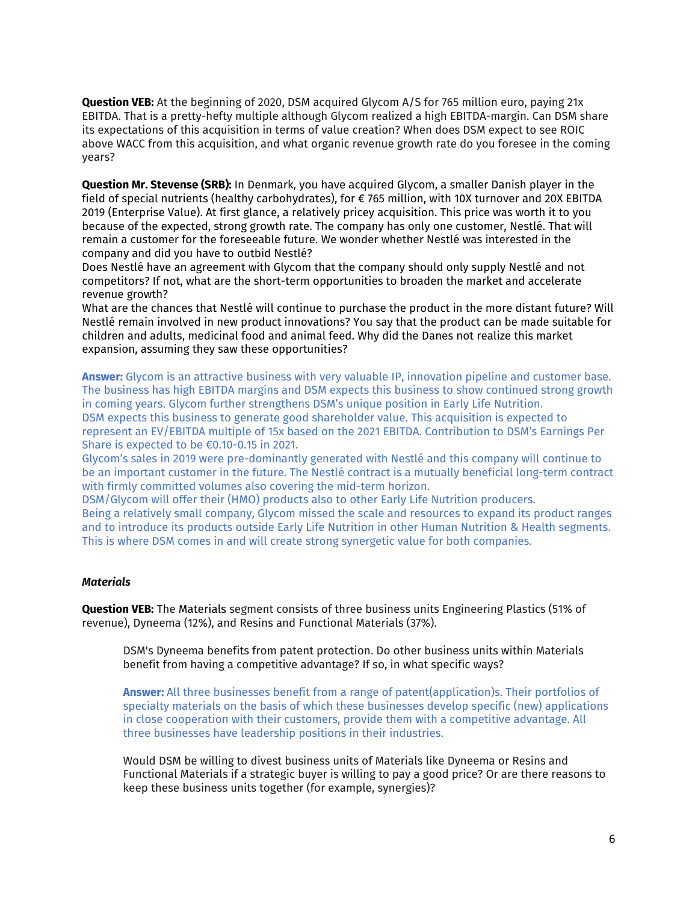**Question VEB:** At the beginning of 2020, DSM acquired Glycom A/S for 765 million euro, paying 21x EBITDA. That is a pretty-hefty multiple although Glycom realized a high EBITDA-margin. Can DSM share its expectations of this acquisition in terms of value creation? When does DSM expect to see ROIC above WACC from this acquisition, and what organic revenue growth rate do you foresee in the coming years?

**Question Mr. Stevense (SRB):** In Denmark, you have acquired Glycom, a smaller Danish player in the field of special nutrients (healthy carbohydrates), for € 765 million, with 10X turnover and 20X EBITDA 2019 (Enterprise Value). At first glance, a relatively pricey acquisition. This price was worth it to you because of the expected, strong growth rate. The company has only one customer, Nestlé. That will remain a customer for the foreseeable future. We wonder whether Nestlé was interested in the company and did you have to outbid Nestlé?
Does Nestlé have an agreement with Glycom that the company should only supply Nestlé and not competitors? If not, what are the short-term opportunities to broaden the market and accelerate revenue growth?
What are the chances that Nestlé will continue to purchase the product in the more distant future? Will Nestlé remain involved in new product innovations? You say that the product can be made suitable for children and adults, medicinal food and animal feed. Why did the Danes not realize this market expansion, assuming they saw these opportunities?

**Answer:** Glycom is an attractive business with very valuable IP, innovation pipeline and customer base. The business has high EBITDA margins and DSM expects this business to show continued strong growth in coming years. Glycom further strengthens DSM's unique position in Early Life Nutrition.
DSM expects this business to generate good shareholder value. This acquisition is expected to represent an EV/EBITDA multiple of 15x based on the 2021 EBITDA. Contribution to DSM's Earnings Per Share is expected to be €0.10-0.15 in 2021.
Glycom's sales in 2019 were pre-dominantly generated with Nestlé and this company will continue to be an important customer in the future. The Nestlé contract is a mutually beneficial long-term contract with firmly committed volumes also covering the mid-term horizon.
DSM/Glycom will offer their (HMO) products also to other Early Life Nutrition producers.
Being a relatively small company, Glycom missed the scale and resources to expand its product ranges and to introduce its products outside Early Life Nutrition in other Human Nutrition & Health segments. This is where DSM comes in and will create strong synergetic value for both companies.

### *Materials*

**Question VEB:** The Materials segment consists of three business units Engineering Plastics (51% of revenue), Dyneema (12%), and Resins and Functional Materials (37%).

> DSM's Dyneema benefits from patent protection. Do other business units within Materials benefit from having a competitive advantage? If so, in what specific ways?
>
> **Answer:** All three businesses benefit from a range of patent(application)s. Their portfolios of specialty materials on the basis of which these businesses develop specific (new) applications in close cooperation with their customers, provide them with a competitive advantage. All three businesses have leadership positions in their industries.
>
> Would DSM be willing to divest business units of Materials like Dyneema or Resins and Functional Materials if a strategic buyer is willing to pay a good price? Or are there reasons to keep these business units together (for example, synergies)?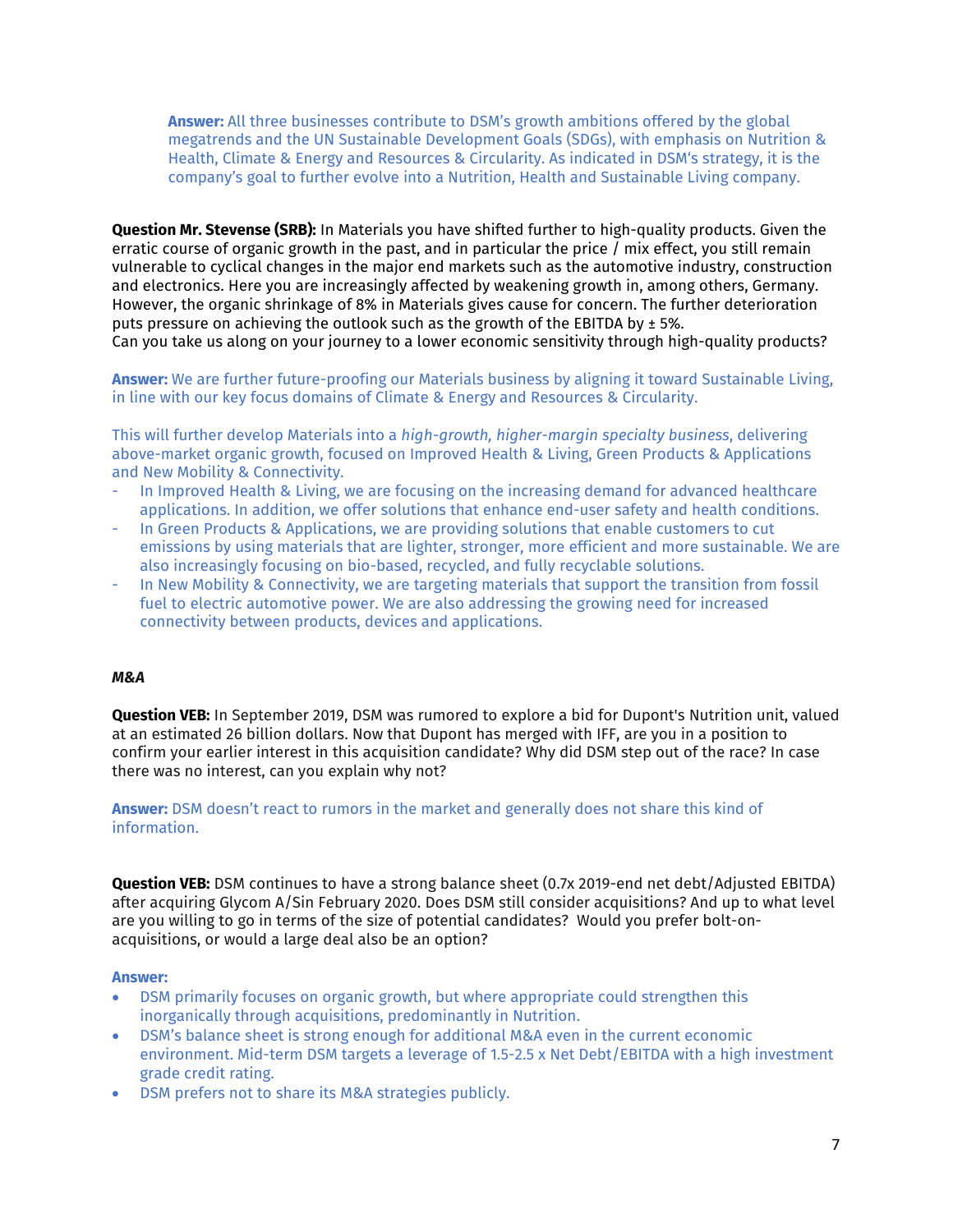**Answer:** All three businesses contribute to DSM's growth ambitions offered by the global megatrends and the UN Sustainable Development Goals (SDGs), with emphasis on Nutrition & Health, Climate & Energy and Resources & Circularity. As indicated in DSM's strategy, it is the company's goal to further evolve into a Nutrition, Health and Sustainable Living company.

**Question Mr. Stevense (SRB):** In Materials you have shifted further to high-quality products. Given the erratic course of organic growth in the past, and in particular the price / mix effect, you still remain vulnerable to cyclical changes in the major end markets such as the automotive industry, construction and electronics. Here you are increasingly affected by weakening growth in, among others, Germany. However, the organic shrinkage of 8% in Materials gives cause for concern. The further deterioration puts pressure on achieving the outlook such as the growth of the EBITDA by ± 5%.
Can you take us along on your journey to a lower economic sensitivity through high-quality products?

**Answer:** We are further future-proofing our Materials business by aligning it toward Sustainable Living, in line with our key focus domains of Climate & Energy and Resources & Circularity.

This will further develop Materials into a *high-growth, higher-margin specialty business*, delivering above-market organic growth, focused on Improved Health & Living, Green Products & Applications and New Mobility & Connectivity.

- In Improved Health & Living, we are focusing on the increasing demand for advanced healthcare applications. In addition, we offer solutions that enhance end-user safety and health conditions.
- In Green Products & Applications, we are providing solutions that enable customers to cut emissions by using materials that are lighter, stronger, more efficient and more sustainable. We are also increasingly focusing on bio-based, recycled, and fully recyclable solutions.
- In New Mobility & Connectivity, we are targeting materials that support the transition from fossil fuel to electric automotive power. We are also addressing the growing need for increased connectivity between products, devices and applications.

***M&A***

**Question VEB:** In September 2019, DSM was rumored to explore a bid for Dupont's Nutrition unit, valued at an estimated 26 billion dollars. Now that Dupont has merged with IFF, are you in a position to confirm your earlier interest in this acquisition candidate? Why did DSM step out of the race? In case there was no interest, can you explain why not?

**Answer:** DSM doesn't react to rumors in the market and generally does not share this kind of information.

**Question VEB:** DSM continues to have a strong balance sheet (0.7x 2019-end net debt/Adjusted EBITDA) after acquiring Glycom A/Sin February 2020. Does DSM still consider acquisitions? And up to what level are you willing to go in terms of the size of potential candidates? Would you prefer bolt-on-acquisitions, or would a large deal also be an option?

**Answer:**

- DSM primarily focuses on organic growth, but where appropriate could strengthen this inorganically through acquisitions, predominantly in Nutrition.
- DSM's balance sheet is strong enough for additional M&A even in the current economic environment. Mid-term DSM targets a leverage of 1.5-2.5 x Net Debt/EBITDA with a high investment grade credit rating.
- DSM prefers not to share its M&A strategies publicly.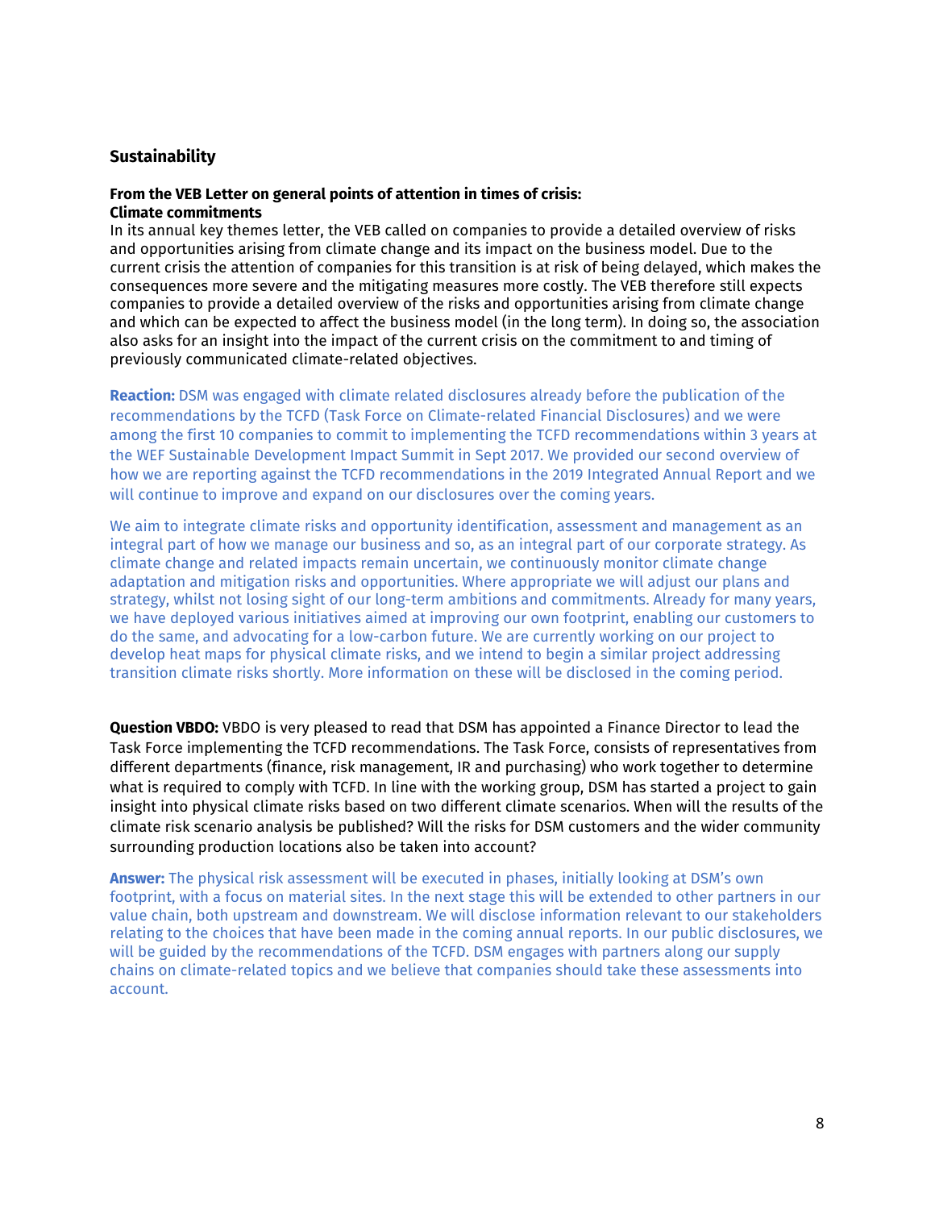## Sustainability

**From the VEB Letter on general points of attention in times of crisis:**
**Climate commitments**

In its annual key themes letter, the VEB called on companies to provide a detailed overview of risks and opportunities arising from climate change and its impact on the business model. Due to the current crisis the attention of companies for this transition is at risk of being delayed, which makes the consequences more severe and the mitigating measures more costly. The VEB therefore still expects companies to provide a detailed overview of the risks and opportunities arising from climate change and which can be expected to affect the business model (in the long term). In doing so, the association also asks for an insight into the impact of the current crisis on the commitment to and timing of previously communicated climate-related objectives.

**Reaction:** DSM was engaged with climate related disclosures already before the publication of the recommendations by the TCFD (Task Force on Climate-related Financial Disclosures) and we were among the first 10 companies to commit to implementing the TCFD recommendations within 3 years at the WEF Sustainable Development Impact Summit in Sept 2017. We provided our second overview of how we are reporting against the TCFD recommendations in the 2019 Integrated Annual Report and we will continue to improve and expand on our disclosures over the coming years.

We aim to integrate climate risks and opportunity identification, assessment and management as an integral part of how we manage our business and so, as an integral part of our corporate strategy. As climate change and related impacts remain uncertain, we continuously monitor climate change adaptation and mitigation risks and opportunities. Where appropriate we will adjust our plans and strategy, whilst not losing sight of our long-term ambitions and commitments. Already for many years, we have deployed various initiatives aimed at improving our own footprint, enabling our customers to do the same, and advocating for a low-carbon future. We are currently working on our project to develop heat maps for physical climate risks, and we intend to begin a similar project addressing transition climate risks shortly. More information on these will be disclosed in the coming period.

**Question VBDO:** VBDO is very pleased to read that DSM has appointed a Finance Director to lead the Task Force implementing the TCFD recommendations. The Task Force, consists of representatives from different departments (finance, risk management, IR and purchasing) who work together to determine what is required to comply with TCFD. In line with the working group, DSM has started a project to gain insight into physical climate risks based on two different climate scenarios. When will the results of the climate risk scenario analysis be published? Will the risks for DSM customers and the wider community surrounding production locations also be taken into account?

**Answer:** The physical risk assessment will be executed in phases, initially looking at DSM's own footprint, with a focus on material sites. In the next stage this will be extended to other partners in our value chain, both upstream and downstream. We will disclose information relevant to our stakeholders relating to the choices that have been made in the coming annual reports. In our public disclosures, we will be guided by the recommendations of the TCFD. DSM engages with partners along our supply chains on climate-related topics and we believe that companies should take these assessments into account.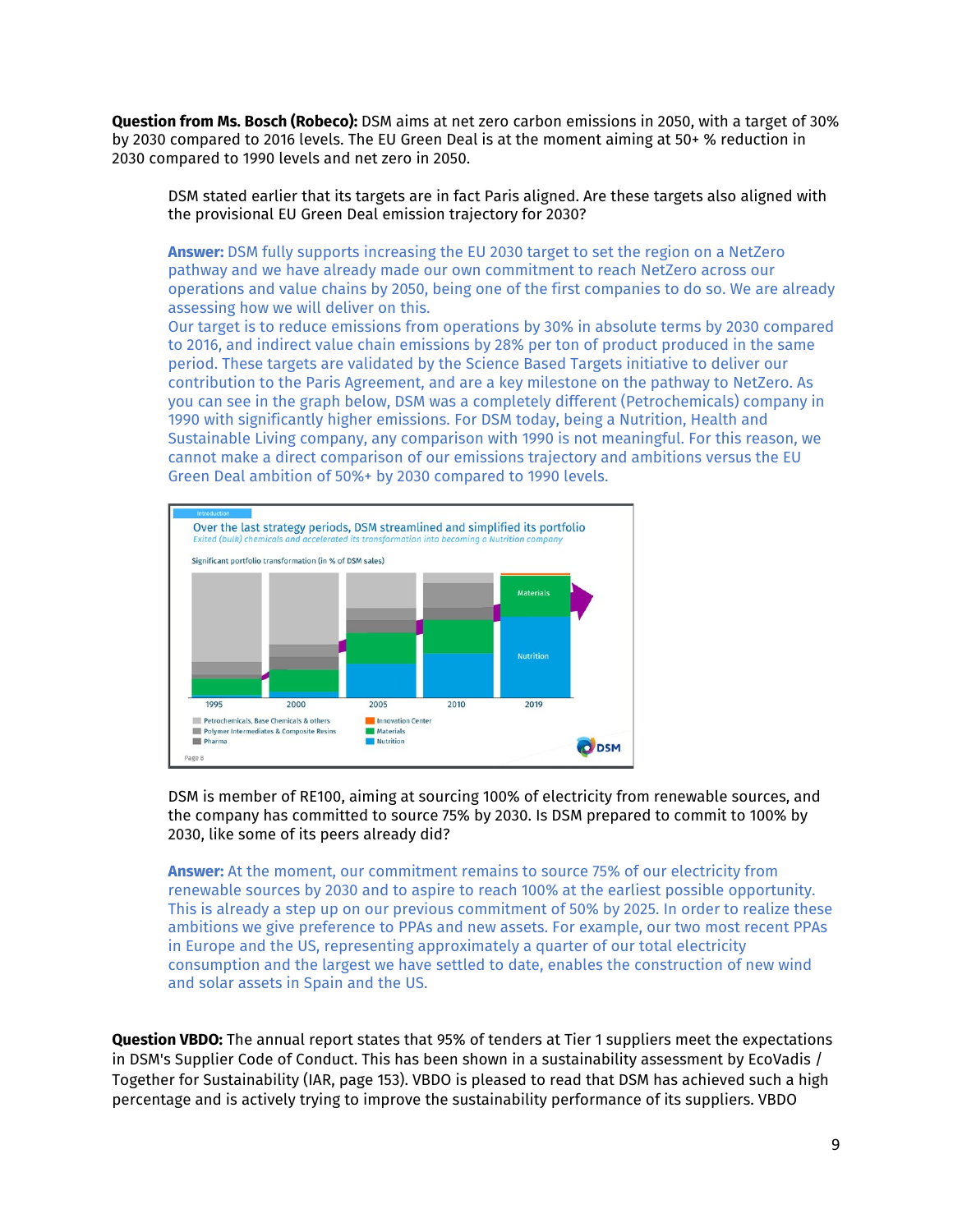**Question from Ms. Bosch (Robeco):** DSM aims at net zero carbon emissions in 2050, with a target of 30% by 2030 compared to 2016 levels. The EU Green Deal is at the moment aiming at 50+ % reduction in 2030 compared to 1990 levels and net zero in 2050.

> DSM stated earlier that its targets are in fact Paris aligned. Are these targets also aligned with the provisional EU Green Deal emission trajectory for 2030?
>
> **Answer:** DSM fully supports increasing the EU 2030 target to set the region on a NetZero pathway and we have already made our own commitment to reach NetZero across our operations and value chains by 2050, being one of the first companies to do so. We are already assessing how we will deliver on this.
> Our target is to reduce emissions from operations by 30% in absolute terms by 2030 compared to 2016, and indirect value chain emissions by 28% per ton of product produced in the same period. These targets are validated by the Science Based Targets initiative to deliver our contribution to the Paris Agreement, and are a key milestone on the pathway to NetZero. As you can see in the graph below, DSM was a completely different (Petrochemicals) company in 1990 with significantly higher emissions. For DSM today, being a Nutrition, Health and Sustainable Living company, any comparison with 1990 is not meaningful. For this reason, we cannot make a direct comparison of our emissions trajectory and ambitions versus the EU Green Deal ambition of 50%+ by 2030 compared to 1990 levels.
>
> Introduction
>
> Over the last strategy periods, DSM streamlined and simplified its portfolio
> *Exited (bulk) chemicals and accelerated its transformation into becoming a Nutrition company*
>
> Significant portfolio transformation (in % of DSM sales)
>
> 1995 | 2000 | 2005 | 2010 | 2019
>
> Petrochemicals, Base Chemicals & others; Polymer Intermediates & Composite Resins; Pharma; Innovation Center; Materials; Nutrition
>
> DSM is member of RE100, aiming at sourcing 100% of electricity from renewable sources, and the company has committed to source 75% by 2030. Is DSM prepared to commit to 100% by 2030, like some of its peers already did?
>
> **Answer:** At the moment, our commitment remains to source 75% of our electricity from renewable sources by 2030 and to aspire to reach 100% at the earliest possible opportunity. This is already a step up on our previous commitment of 50% by 2025. In order to realize these ambitions we give preference to PPAs and new assets. For example, our two most recent PPAs in Europe and the US, representing approximately a quarter of our total electricity consumption and the largest we have settled to date, enables the construction of new wind and solar assets in Spain and the US.

**Question VBDO:** The annual report states that 95% of tenders at Tier 1 suppliers meet the expectations in DSM's Supplier Code of Conduct. This has been shown in a sustainability assessment by EcoVadis / Together for Sustainability (IAR, page 153). VBDO is pleased to read that DSM has achieved such a high percentage and is actively trying to improve the sustainability performance of its suppliers. VBDO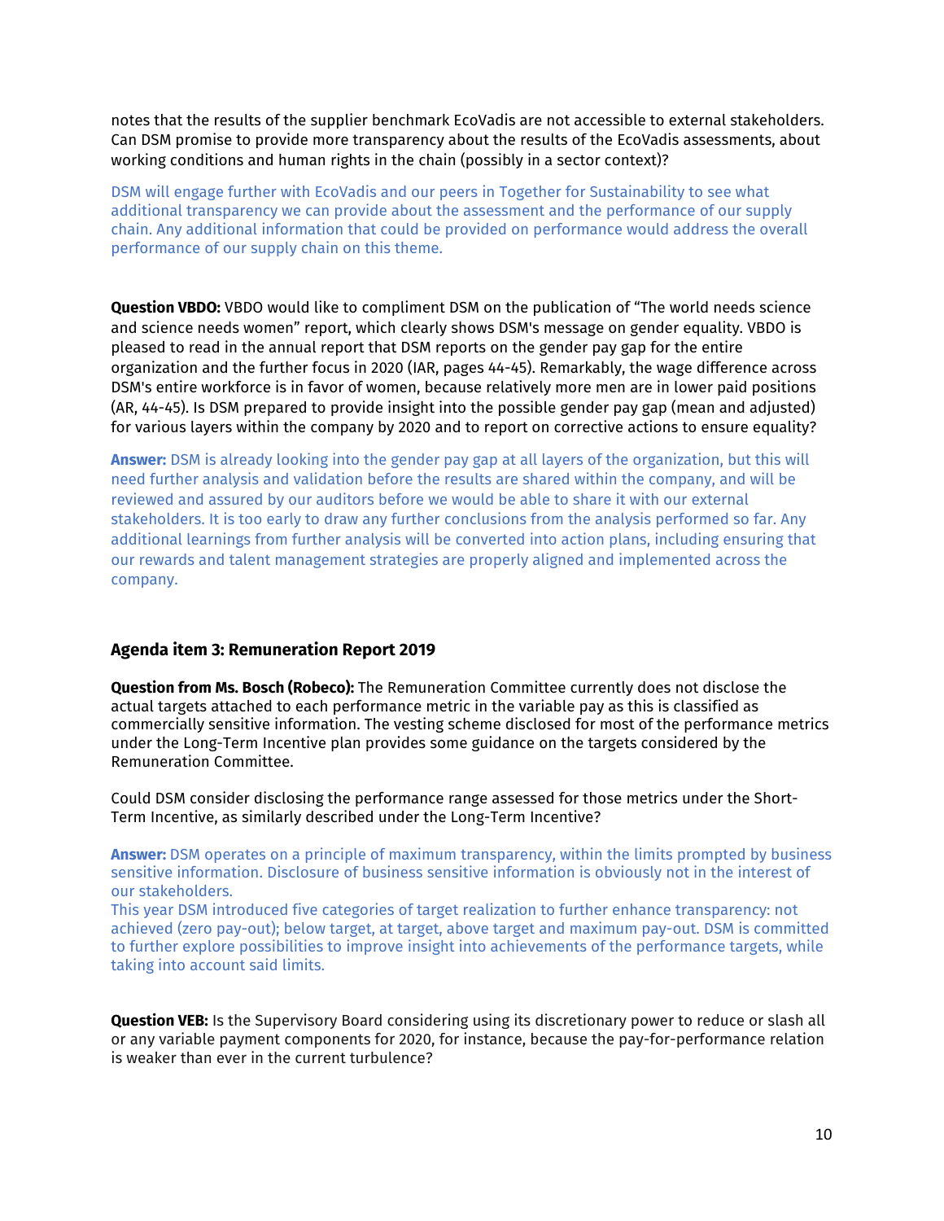notes that the results of the supplier benchmark EcoVadis are not accessible to external stakeholders. Can DSM promise to provide more transparency about the results of the EcoVadis assessments, about working conditions and human rights in the chain (possibly in a sector context)?

DSM will engage further with EcoVadis and our peers in Together for Sustainability to see what additional transparency we can provide about the assessment and the performance of our supply chain. Any additional information that could be provided on performance would address the overall performance of our supply chain on this theme.

**Question VBDO:** VBDO would like to compliment DSM on the publication of "The world needs science and science needs women" report, which clearly shows DSM's message on gender equality. VBDO is pleased to read in the annual report that DSM reports on the gender pay gap for the entire organization and the further focus in 2020 (IAR, pages 44-45). Remarkably, the wage difference across DSM's entire workforce is in favor of women, because relatively more men are in lower paid positions (AR, 44-45). Is DSM prepared to provide insight into the possible gender pay gap (mean and adjusted) for various layers within the company by 2020 and to report on corrective actions to ensure equality?

**Answer:** DSM is already looking into the gender pay gap at all layers of the organization, but this will need further analysis and validation before the results are shared within the company, and will be reviewed and assured by our auditors before we would be able to share it with our external stakeholders. It is too early to draw any further conclusions from the analysis performed so far. Any additional learnings from further analysis will be converted into action plans, including ensuring that our rewards and talent management strategies are properly aligned and implemented across the company.

## Agenda item 3: Remuneration Report 2019

**Question from Ms. Bosch (Robeco):** The Remuneration Committee currently does not disclose the actual targets attached to each performance metric in the variable pay as this is classified as commercially sensitive information. The vesting scheme disclosed for most of the performance metrics under the Long-Term Incentive plan provides some guidance on the targets considered by the Remuneration Committee.

Could DSM consider disclosing the performance range assessed for those metrics under the Short-Term Incentive, as similarly described under the Long-Term Incentive?

**Answer:** DSM operates on a principle of maximum transparency, within the limits prompted by business sensitive information. Disclosure of business sensitive information is obviously not in the interest of our stakeholders.
This year DSM introduced five categories of target realization to further enhance transparency: not achieved (zero pay-out); below target, at target, above target and maximum pay-out. DSM is committed to further explore possibilities to improve insight into achievements of the performance targets, while taking into account said limits.

**Question VEB:** Is the Supervisory Board considering using its discretionary power to reduce or slash all or any variable payment components for 2020, for instance, because the pay-for-performance relation is weaker than ever in the current turbulence?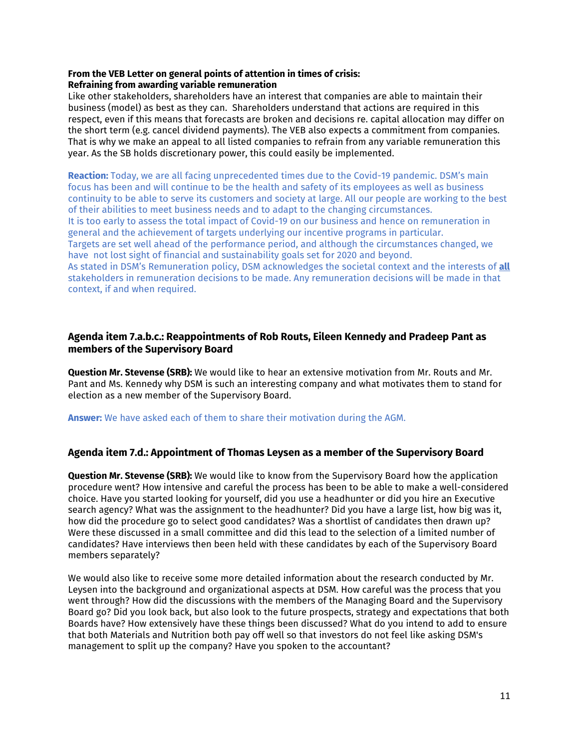**From the VEB Letter on general points of attention in times of crisis:**
**Refraining from awarding variable remuneration**

Like other stakeholders, shareholders have an interest that companies are able to maintain their business (model) as best as they can. Shareholders understand that actions are required in this respect, even if this means that forecasts are broken and decisions re. capital allocation may differ on the short term (e.g. cancel dividend payments). The VEB also expects a commitment from companies. That is why we make an appeal to all listed companies to refrain from any variable remuneration this year. As the SB holds discretionary power, this could easily be implemented.

**Reaction:** Today, we are all facing unprecedented times due to the Covid-19 pandemic. DSM's main focus has been and will continue to be the health and safety of its employees as well as business continuity to be able to serve its customers and society at large. All our people are working to the best of their abilities to meet business needs and to adapt to the changing circumstances.
It is too early to assess the total impact of Covid-19 on our business and hence on remuneration in general and the achievement of targets underlying our incentive programs in particular.
Targets are set well ahead of the performance period, and although the circumstances changed, we have not lost sight of financial and sustainability goals set for 2020 and beyond.
As stated in DSM's Remuneration policy, DSM acknowledges the societal context and the interests of **all** stakeholders in remuneration decisions to be made. Any remuneration decisions will be made in that context, if and when required.

### Agenda item 7.a.b.c.: Reappointments of Rob Routs, Eileen Kennedy and Pradeep Pant as members of the Supervisory Board

**Question Mr. Stevense (SRB):** We would like to hear an extensive motivation from Mr. Routs and Mr. Pant and Ms. Kennedy why DSM is such an interesting company and what motivates them to stand for election as a new member of the Supervisory Board.

**Answer:** We have asked each of them to share their motivation during the AGM.

### Agenda item 7.d.: Appointment of Thomas Leysen as a member of the Supervisory Board

**Question Mr. Stevense (SRB):** We would like to know from the Supervisory Board how the application procedure went? How intensive and careful the process has been to be able to make a well-considered choice. Have you started looking for yourself, did you use a headhunter or did you hire an Executive search agency? What was the assignment to the headhunter? Did you have a large list, how big was it, how did the procedure go to select good candidates? Was a shortlist of candidates then drawn up? Were these discussed in a small committee and did this lead to the selection of a limited number of candidates? Have interviews then been held with these candidates by each of the Supervisory Board members separately?

We would also like to receive some more detailed information about the research conducted by Mr. Leysen into the background and organizational aspects at DSM. How careful was the process that you went through? How did the discussions with the members of the Managing Board and the Supervisory Board go? Did you look back, but also look to the future prospects, strategy and expectations that both Boards have? How extensively have these things been discussed? What do you intend to add to ensure that both Materials and Nutrition both pay off well so that investors do not feel like asking DSM's management to split up the company? Have you spoken to the accountant?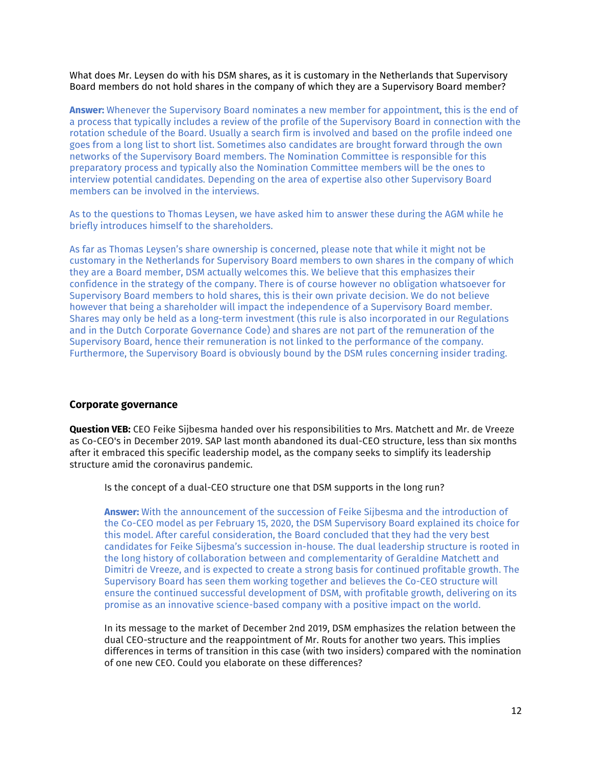What does Mr. Leysen do with his DSM shares, as it is customary in the Netherlands that Supervisory Board members do not hold shares in the company of which they are a Supervisory Board member?

**Answer:** Whenever the Supervisory Board nominates a new member for appointment, this is the end of a process that typically includes a review of the profile of the Supervisory Board in connection with the rotation schedule of the Board. Usually a search firm is involved and based on the profile indeed one goes from a long list to short list. Sometimes also candidates are brought forward through the own networks of the Supervisory Board members. The Nomination Committee is responsible for this preparatory process and typically also the Nomination Committee members will be the ones to interview potential candidates. Depending on the area of expertise also other Supervisory Board members can be involved in the interviews.

As to the questions to Thomas Leysen, we have asked him to answer these during the AGM while he briefly introduces himself to the shareholders.

As far as Thomas Leysen's share ownership is concerned, please note that while it might not be customary in the Netherlands for Supervisory Board members to own shares in the company of which they are a Board member, DSM actually welcomes this. We believe that this emphasizes their confidence in the strategy of the company. There is of course however no obligation whatsoever for Supervisory Board members to hold shares, this is their own private decision. We do not believe however that being a shareholder will impact the independence of a Supervisory Board member. Shares may only be held as a long-term investment (this rule is also incorporated in our Regulations and in the Dutch Corporate Governance Code) and shares are not part of the remuneration of the Supervisory Board, hence their remuneration is not linked to the performance of the company. Furthermore, the Supervisory Board is obviously bound by the DSM rules concerning insider trading.

## Corporate governance

**Question VEB:** CEO Feike Sijbesma handed over his responsibilities to Mrs. Matchett and Mr. de Vreeze as Co-CEO's in December 2019. SAP last month abandoned its dual-CEO structure, less than six months after it embraced this specific leadership model, as the company seeks to simplify its leadership structure amid the coronavirus pandemic.

> Is the concept of a dual-CEO structure one that DSM supports in the long run?
>
> **Answer:** With the announcement of the succession of Feike Sijbesma and the introduction of the Co-CEO model as per February 15, 2020, the DSM Supervisory Board explained its choice for this model. After careful consideration, the Board concluded that they had the very best candidates for Feike Sijbesma's succession in-house. The dual leadership structure is rooted in the long history of collaboration between and complementarity of Geraldine Matchett and Dimitri de Vreeze, and is expected to create a strong basis for continued profitable growth. The Supervisory Board has seen them working together and believes the Co-CEO structure will ensure the continued successful development of DSM, with profitable growth, delivering on its promise as an innovative science-based company with a positive impact on the world.
>
> In its message to the market of December 2nd 2019, DSM emphasizes the relation between the dual CEO-structure and the reappointment of Mr. Routs for another two years. This implies differences in terms of transition in this case (with two insiders) compared with the nomination of one new CEO. Could you elaborate on these differences?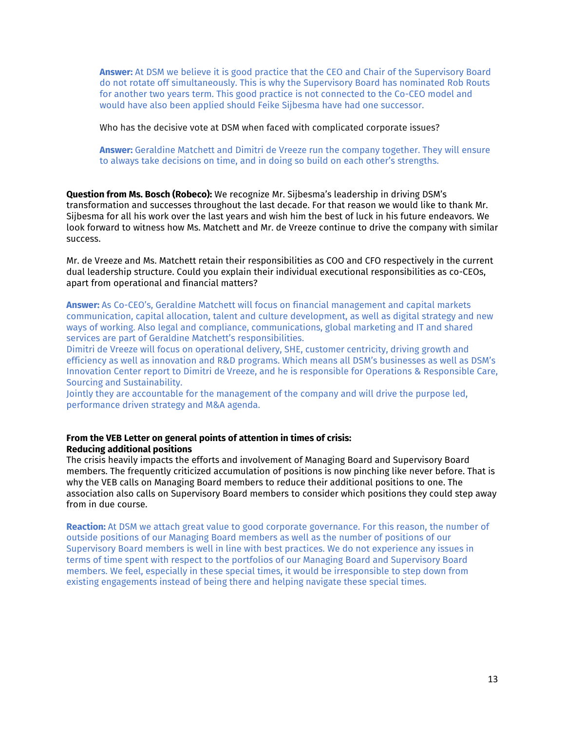**Answer:** At DSM we believe it is good practice that the CEO and Chair of the Supervisory Board do not rotate off simultaneously. This is why the Supervisory Board has nominated Rob Routs for another two years term. This good practice is not connected to the Co-CEO model and would have also been applied should Feike Sijbesma have had one successor.

Who has the decisive vote at DSM when faced with complicated corporate issues?

**Answer:** Geraldine Matchett and Dimitri de Vreeze run the company together. They will ensure to always take decisions on time, and in doing so build on each other's strengths.

**Question from Ms. Bosch (Robeco):** We recognize Mr. Sijbesma's leadership in driving DSM's transformation and successes throughout the last decade. For that reason we would like to thank Mr. Sijbesma for all his work over the last years and wish him the best of luck in his future endeavors. We look forward to witness how Ms. Matchett and Mr. de Vreeze continue to drive the company with similar success.

Mr. de Vreeze and Ms. Matchett retain their responsibilities as COO and CFO respectively in the current dual leadership structure. Could you explain their individual executional responsibilities as co-CEOs, apart from operational and financial matters?

**Answer:** As Co-CEO's, Geraldine Matchett will focus on financial management and capital markets communication, capital allocation, talent and culture development, as well as digital strategy and new ways of working. Also legal and compliance, communications, global marketing and IT and shared services are part of Geraldine Matchett's responsibilities.
Dimitri de Vreeze will focus on operational delivery, SHE, customer centricity, driving growth and efficiency as well as innovation and R&D programs. Which means all DSM's businesses as well as DSM's Innovation Center report to Dimitri de Vreeze, and he is responsible for Operations & Responsible Care, Sourcing and Sustainability.
Jointly they are accountable for the management of the company and will drive the purpose led, performance driven strategy and M&A agenda.

**From the VEB Letter on general points of attention in times of crisis:**
**Reducing additional positions**

The crisis heavily impacts the efforts and involvement of Managing Board and Supervisory Board members. The frequently criticized accumulation of positions is now pinching like never before. That is why the VEB calls on Managing Board members to reduce their additional positions to one. The association also calls on Supervisory Board members to consider which positions they could step away from in due course.

**Reaction:** At DSM we attach great value to good corporate governance. For this reason, the number of outside positions of our Managing Board members as well as the number of positions of our Supervisory Board members is well in line with best practices. We do not experience any issues in terms of time spent with respect to the portfolios of our Managing Board and Supervisory Board members. We feel, especially in these special times, it would be irresponsible to step down from existing engagements instead of being there and helping navigate these special times.